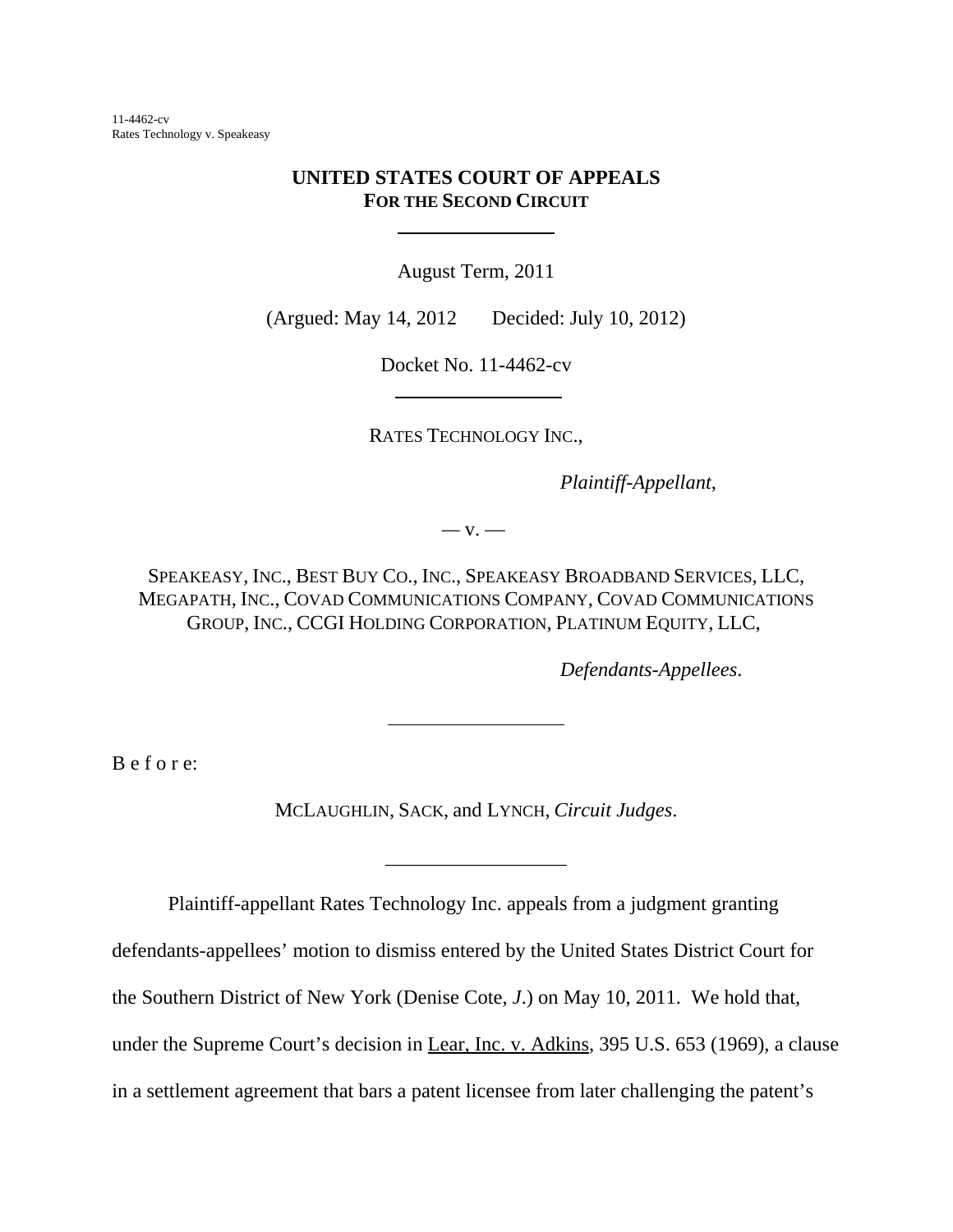11-4462-cv
Rates Technology v. Speakeasy

**UNITED STATES COURT OF APPEALS**
**FOR THE SECOND CIRCUIT**

---

August Term, 2011

(Argued: May 14, 2012 Decided: July 10, 2012)

Docket No. 11-4462-cv

---

RATES TECHNOLOGY INC.,

*Plaintiff-Appellant,*

— v. —

SPEAKEASY, INC., BEST BUY CO., INC., SPEAKEASY BROADBAND SERVICES, LLC, MEGAPATH, INC., COVAD COMMUNICATIONS COMPANY, COVAD COMMUNICATIONS GROUP, INC., CCGI HOLDING CORPORATION, PLATINUM EQUITY, LLC,

*Defendants-Appellees.*

---

B e f o r e:

MCLAUGHLIN, SACK, and LYNCH, *Circuit Judges*.

---

Plaintiff-appellant Rates Technology Inc. appeals from a judgment granting defendants-appellees' motion to dismiss entered by the United States District Court for the Southern District of New York (Denise Cote, *J*.) on May 10, 2011. We hold that, under the Supreme Court's decision in Lear, Inc. v. Adkins, 395 U.S. 653 (1969), a clause in a settlement agreement that bars a patent licensee from later challenging the patent's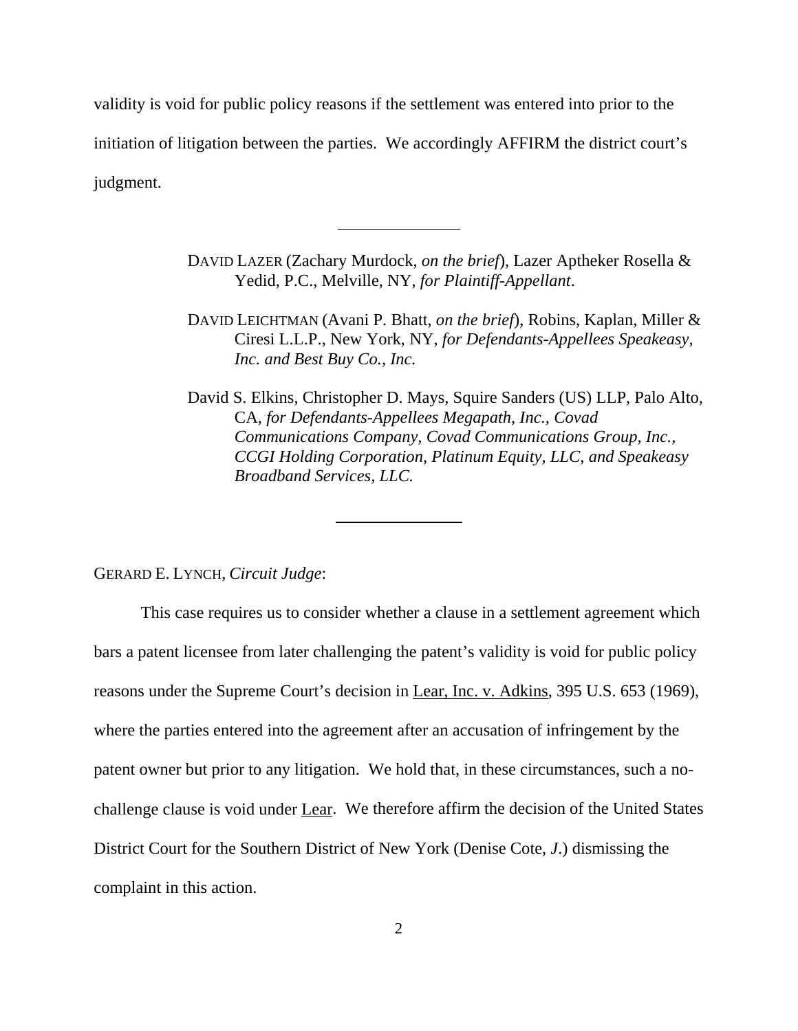validity is void for public policy reasons if the settlement was entered into prior to the initiation of litigation between the parties. We accordingly AFFIRM the district court's judgment.

---

DAVID LAZER (Zachary Murdock, *on the brief*), Lazer Aptheker Rosella & Yedid, P.C., Melville, NY, *for Plaintiff-Appellant*.

DAVID LEICHTMAN (Avani P. Bhatt, *on the brief*), Robins, Kaplan, Miller & Ciresi L.L.P., New York, NY, *for Defendants-Appellees Speakeasy, Inc. and Best Buy Co., Inc.*

David S. Elkins, Christopher D. Mays, Squire Sanders (US) LLP, Palo Alto, CA, *for Defendants-Appellees Megapath, Inc., Covad Communications Company, Covad Communications Group, Inc., CCGI Holding Corporation, Platinum Equity, LLC, and Speakeasy Broadband Services, LLC.*

---

GERARD E. LYNCH, *Circuit Judge*:

This case requires us to consider whether a clause in a settlement agreement which bars a patent licensee from later challenging the patent's validity is void for public policy reasons under the Supreme Court's decision in Lear, Inc. v. Adkins, 395 U.S. 653 (1969), where the parties entered into the agreement after an accusation of infringement by the patent owner but prior to any litigation. We hold that, in these circumstances, such a no-challenge clause is void under Lear. We therefore affirm the decision of the United States District Court for the Southern District of New York (Denise Cote, *J.*) dismissing the complaint in this action.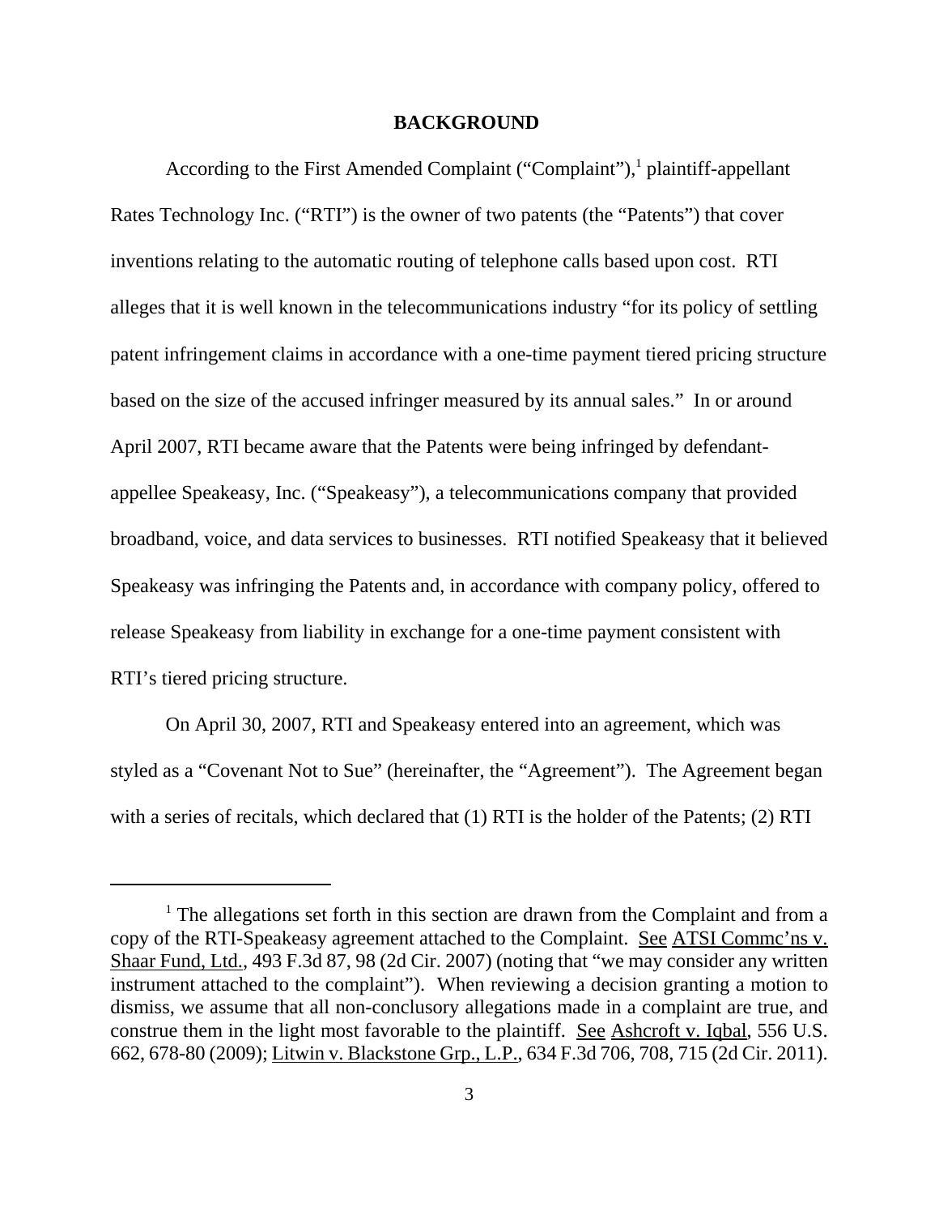## BACKGROUND

According to the First Amended Complaint ("Complaint"),[1] plaintiff-appellant Rates Technology Inc. ("RTI") is the owner of two patents (the "Patents") that cover inventions relating to the automatic routing of telephone calls based upon cost. RTI alleges that it is well known in the telecommunications industry "for its policy of settling patent infringement claims in accordance with a one-time payment tiered pricing structure based on the size of the accused infringer measured by its annual sales." In or around April 2007, RTI became aware that the Patents were being infringed by defendant-appellee Speakeasy, Inc. ("Speakeasy"), a telecommunications company that provided broadband, voice, and data services to businesses. RTI notified Speakeasy that it believed Speakeasy was infringing the Patents and, in accordance with company policy, offered to release Speakeasy from liability in exchange for a one-time payment consistent with RTI's tiered pricing structure.

On April 30, 2007, RTI and Speakeasy entered into an agreement, which was styled as a "Covenant Not to Sue" (hereinafter, the "Agreement"). The Agreement began with a series of recitals, which declared that (1) RTI is the holder of the Patents; (2) RTI

[1] The allegations set forth in this section are drawn from the Complaint and from a copy of the RTI-Speakeasy agreement attached to the Complaint. See ATSI Commc'ns v. Shaar Fund, Ltd., 493 F.3d 87, 98 (2d Cir. 2007) (noting that "we may consider any written instrument attached to the complaint"). When reviewing a decision granting a motion to dismiss, we assume that all non-conclusory allegations made in a complaint are true, and construe them in the light most favorable to the plaintiff. See Ashcroft v. Iqbal, 556 U.S. 662, 678-80 (2009); Litwin v. Blackstone Grp., L.P., 634 F.3d 706, 708, 715 (2d Cir. 2011).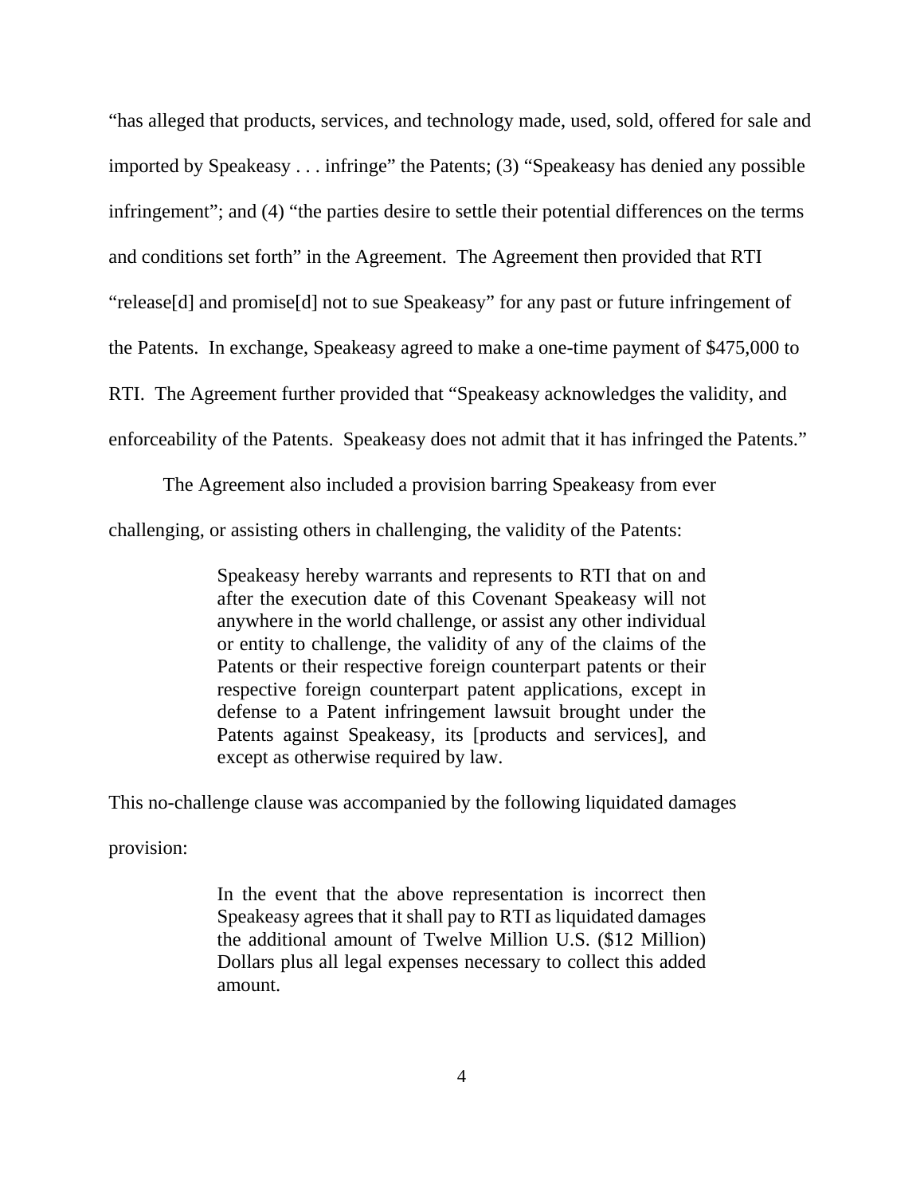"has alleged that products, services, and technology made, used, sold, offered for sale and imported by Speakeasy . . . infringe" the Patents; (3) "Speakeasy has denied any possible infringement"; and (4) "the parties desire to settle their potential differences on the terms and conditions set forth" in the Agreement. The Agreement then provided that RTI "release[d] and promise[d] not to sue Speakeasy" for any past or future infringement of the Patents. In exchange, Speakeasy agreed to make a one-time payment of $475,000 to RTI. The Agreement further provided that "Speakeasy acknowledges the validity, and enforceability of the Patents. Speakeasy does not admit that it has infringed the Patents."

The Agreement also included a provision barring Speakeasy from ever challenging, or assisting others in challenging, the validity of the Patents:

> Speakeasy hereby warrants and represents to RTI that on and after the execution date of this Covenant Speakeasy will not anywhere in the world challenge, or assist any other individual or entity to challenge, the validity of any of the claims of the Patents or their respective foreign counterpart patents or their respective foreign counterpart patent applications, except in defense to a Patent infringement lawsuit brought under the Patents against Speakeasy, its [products and services], and except as otherwise required by law.

This no-challenge clause was accompanied by the following liquidated damages provision:

> In the event that the above representation is incorrect then Speakeasy agrees that it shall pay to RTI as liquidated damages the additional amount of Twelve Million U.S. ($12 Million) Dollars plus all legal expenses necessary to collect this added amount.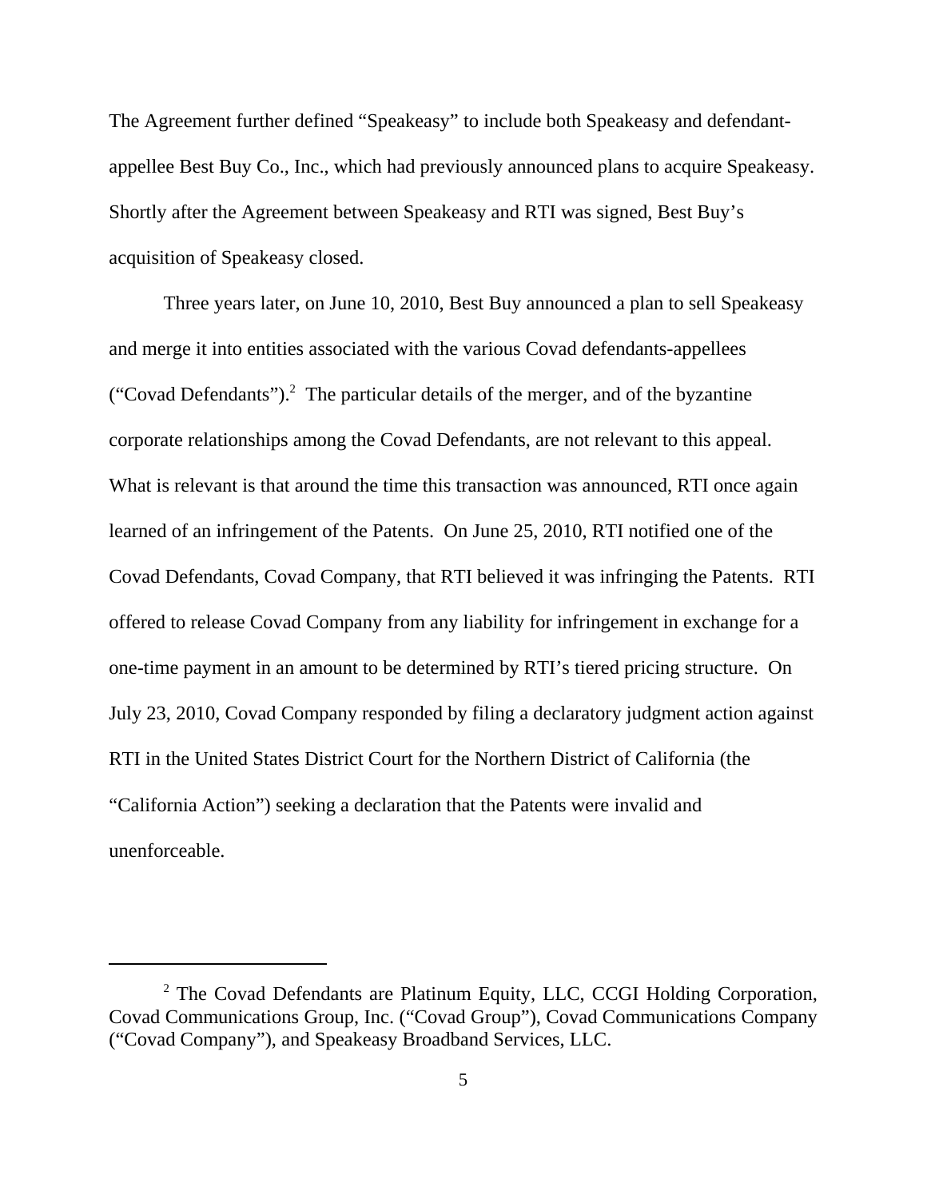The Agreement further defined "Speakeasy" to include both Speakeasy and defendant-appellee Best Buy Co., Inc., which had previously announced plans to acquire Speakeasy. Shortly after the Agreement between Speakeasy and RTI was signed, Best Buy's acquisition of Speakeasy closed.

Three years later, on June 10, 2010, Best Buy announced a plan to sell Speakeasy and merge it into entities associated with the various Covad defendants-appellees ("Covad Defendants").[2] The particular details of the merger, and of the byzantine corporate relationships among the Covad Defendants, are not relevant to this appeal. What is relevant is that around the time this transaction was announced, RTI once again learned of an infringement of the Patents. On June 25, 2010, RTI notified one of the Covad Defendants, Covad Company, that RTI believed it was infringing the Patents. RTI offered to release Covad Company from any liability for infringement in exchange for a one-time payment in an amount to be determined by RTI's tiered pricing structure. On July 23, 2010, Covad Company responded by filing a declaratory judgment action against RTI in the United States District Court for the Northern District of California (the "California Action") seeking a declaration that the Patents were invalid and unenforceable.

---

[2] The Covad Defendants are Platinum Equity, LLC, CCGI Holding Corporation, Covad Communications Group, Inc. ("Covad Group"), Covad Communications Company ("Covad Company"), and Speakeasy Broadband Services, LLC.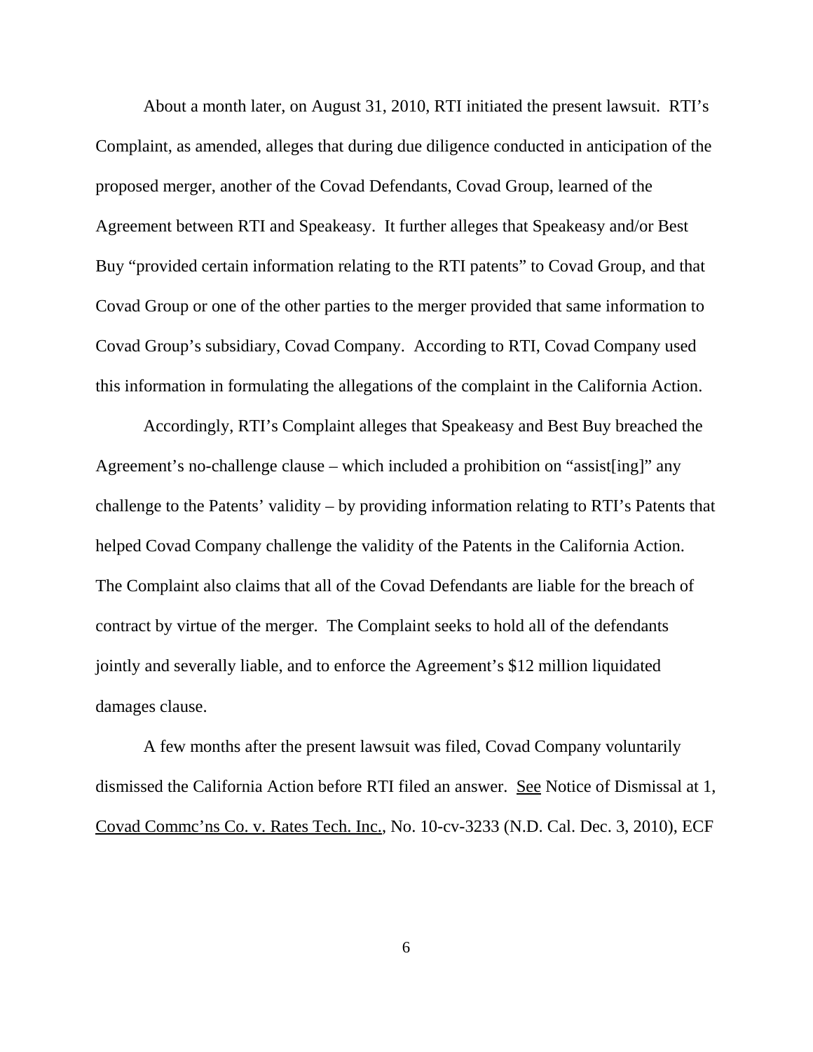About a month later, on August 31, 2010, RTI initiated the present lawsuit. RTI's Complaint, as amended, alleges that during due diligence conducted in anticipation of the proposed merger, another of the Covad Defendants, Covad Group, learned of the Agreement between RTI and Speakeasy. It further alleges that Speakeasy and/or Best Buy "provided certain information relating to the RTI patents" to Covad Group, and that Covad Group or one of the other parties to the merger provided that same information to Covad Group's subsidiary, Covad Company. According to RTI, Covad Company used this information in formulating the allegations of the complaint in the California Action.

Accordingly, RTI's Complaint alleges that Speakeasy and Best Buy breached the Agreement's no-challenge clause – which included a prohibition on "assist[ing]" any challenge to the Patents' validity – by providing information relating to RTI's Patents that helped Covad Company challenge the validity of the Patents in the California Action. The Complaint also claims that all of the Covad Defendants are liable for the breach of contract by virtue of the merger. The Complaint seeks to hold all of the defendants jointly and severally liable, and to enforce the Agreement's $12 million liquidated damages clause.

A few months after the present lawsuit was filed, Covad Company voluntarily dismissed the California Action before RTI filed an answer. See Notice of Dismissal at 1, Covad Commc'ns Co. v. Rates Tech. Inc., No. 10-cv-3233 (N.D. Cal. Dec. 3, 2010), ECF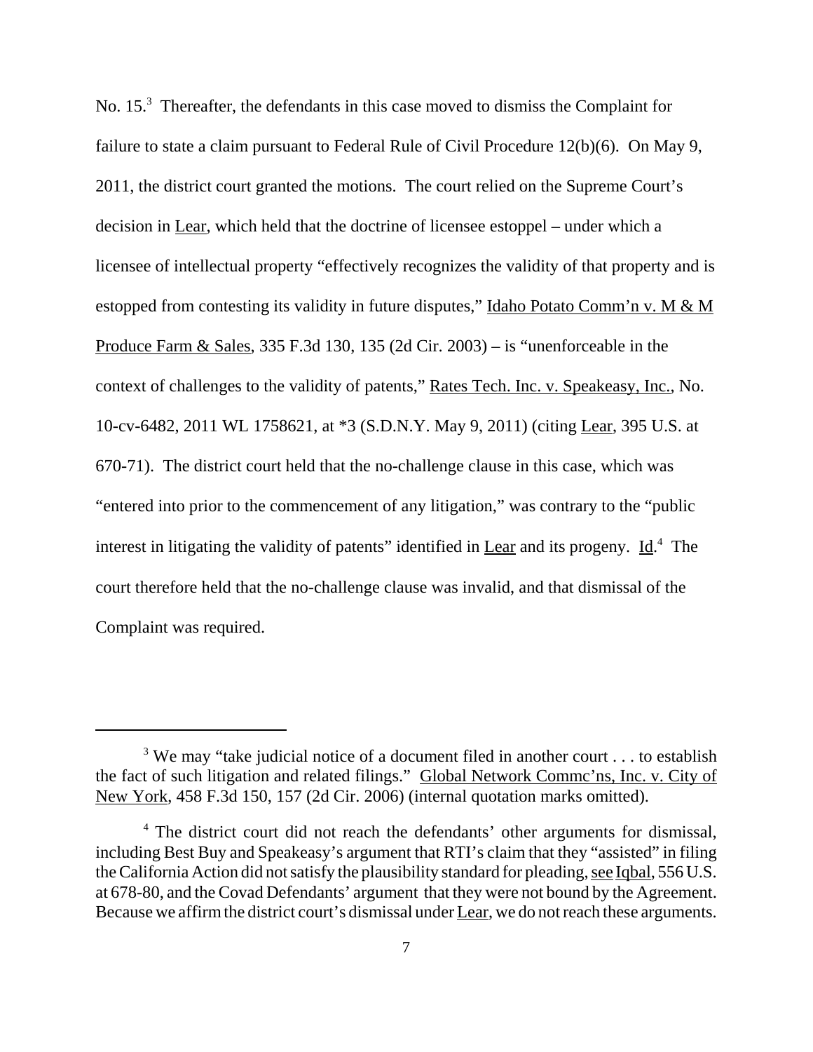No. 15.[3] Thereafter, the defendants in this case moved to dismiss the Complaint for failure to state a claim pursuant to Federal Rule of Civil Procedure 12(b)(6). On May 9, 2011, the district court granted the motions. The court relied on the Supreme Court's decision in Lear, which held that the doctrine of licensee estoppel – under which a licensee of intellectual property "effectively recognizes the validity of that property and is estopped from contesting its validity in future disputes," Idaho Potato Comm'n v. M & M Produce Farm & Sales, 335 F.3d 130, 135 (2d Cir. 2003) – is "unenforceable in the context of challenges to the validity of patents," Rates Tech. Inc. v. Speakeasy, Inc., No. 10-cv-6482, 2011 WL 1758621, at *3 (S.D.N.Y. May 9, 2011) (citing Lear, 395 U.S. at 670-71). The district court held that the no-challenge clause in this case, which was "entered into prior to the commencement of any litigation," was contrary to the "public interest in litigating the validity of patents" identified in Lear and its progeny. Id.[4] The court therefore held that the no-challenge clause was invalid, and that dismissal of the Complaint was required.

---

[3] We may "take judicial notice of a document filed in another court . . . to establish the fact of such litigation and related filings." Global Network Commc'ns, Inc. v. City of New York, 458 F.3d 150, 157 (2d Cir. 2006) (internal quotation marks omitted).

[4] The district court did not reach the defendants' other arguments for dismissal, including Best Buy and Speakeasy's argument that RTI's claim that they "assisted" in filing the California Action did not satisfy the plausibility standard for pleading, see Iqbal, 556 U.S. at 678-80, and the Covad Defendants' argument that they were not bound by the Agreement. Because we affirm the district court's dismissal under Lear, we do not reach these arguments.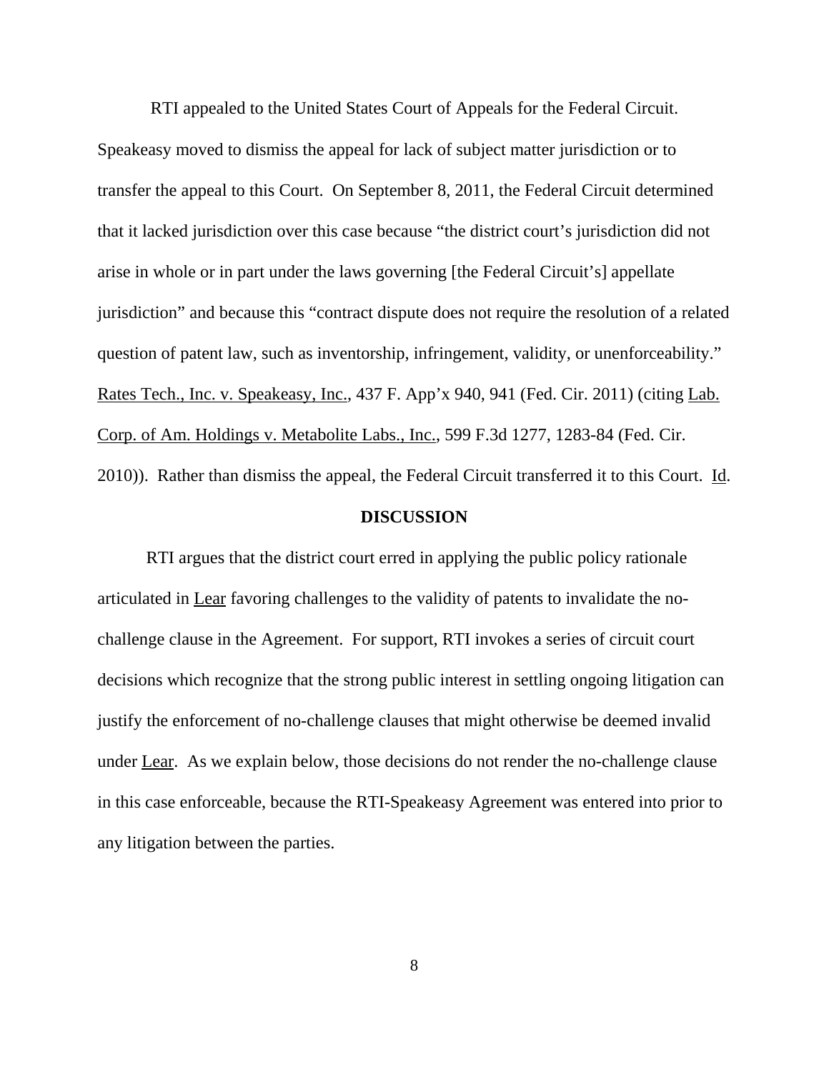RTI appealed to the United States Court of Appeals for the Federal Circuit. Speakeasy moved to dismiss the appeal for lack of subject matter jurisdiction or to transfer the appeal to this Court. On September 8, 2011, the Federal Circuit determined that it lacked jurisdiction over this case because "the district court's jurisdiction did not arise in whole or in part under the laws governing [the Federal Circuit's] appellate jurisdiction" and because this "contract dispute does not require the resolution of a related question of patent law, such as inventorship, infringement, validity, or unenforceability." Rates Tech., Inc. v. Speakeasy, Inc., 437 F. App'x 940, 941 (Fed. Cir. 2011) (citing Lab. Corp. of Am. Holdings v. Metabolite Labs., Inc., 599 F.3d 1277, 1283-84 (Fed. Cir. 2010)). Rather than dismiss the appeal, the Federal Circuit transferred it to this Court. Id.

## DISCUSSION

RTI argues that the district court erred in applying the public policy rationale articulated in Lear favoring challenges to the validity of patents to invalidate the no-challenge clause in the Agreement. For support, RTI invokes a series of circuit court decisions which recognize that the strong public interest in settling ongoing litigation can justify the enforcement of no-challenge clauses that might otherwise be deemed invalid under Lear. As we explain below, those decisions do not render the no-challenge clause in this case enforceable, because the RTI-Speakeasy Agreement was entered into prior to any litigation between the parties.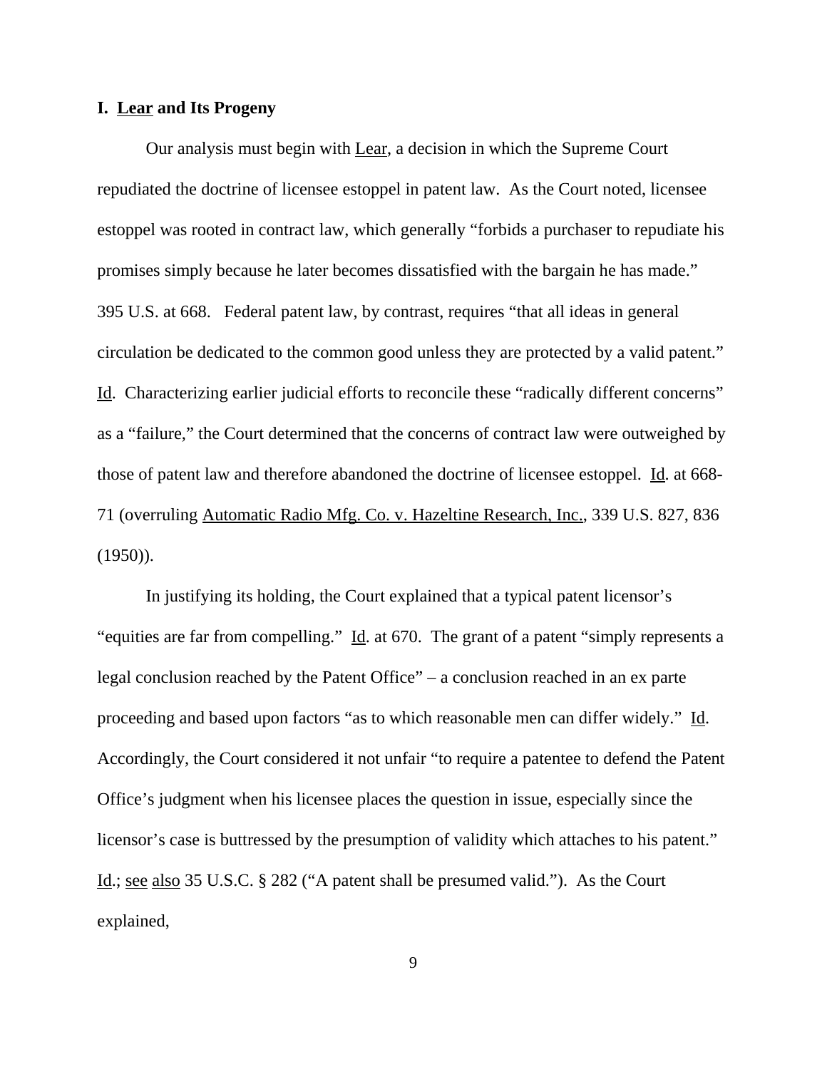## I. Lear and Its Progeny

Our analysis must begin with Lear, a decision in which the Supreme Court repudiated the doctrine of licensee estoppel in patent law. As the Court noted, licensee estoppel was rooted in contract law, which generally "forbids a purchaser to repudiate his promises simply because he later becomes dissatisfied with the bargain he has made." 395 U.S. at 668. Federal patent law, by contrast, requires "that all ideas in general circulation be dedicated to the common good unless they are protected by a valid patent." Id. Characterizing earlier judicial efforts to reconcile these "radically different concerns" as a "failure," the Court determined that the concerns of contract law were outweighed by those of patent law and therefore abandoned the doctrine of licensee estoppel. Id. at 668-71 (overruling Automatic Radio Mfg. Co. v. Hazeltine Research, Inc., 339 U.S. 827, 836 (1950)).

In justifying its holding, the Court explained that a typical patent licensor's "equities are far from compelling." Id. at 670. The grant of a patent "simply represents a legal conclusion reached by the Patent Office" – a conclusion reached in an ex parte proceeding and based upon factors "as to which reasonable men can differ widely." Id. Accordingly, the Court considered it not unfair "to require a patentee to defend the Patent Office's judgment when his licensee places the question in issue, especially since the licensor's case is buttressed by the presumption of validity which attaches to his patent." Id.; see also 35 U.S.C. § 282 ("A patent shall be presumed valid."). As the Court explained,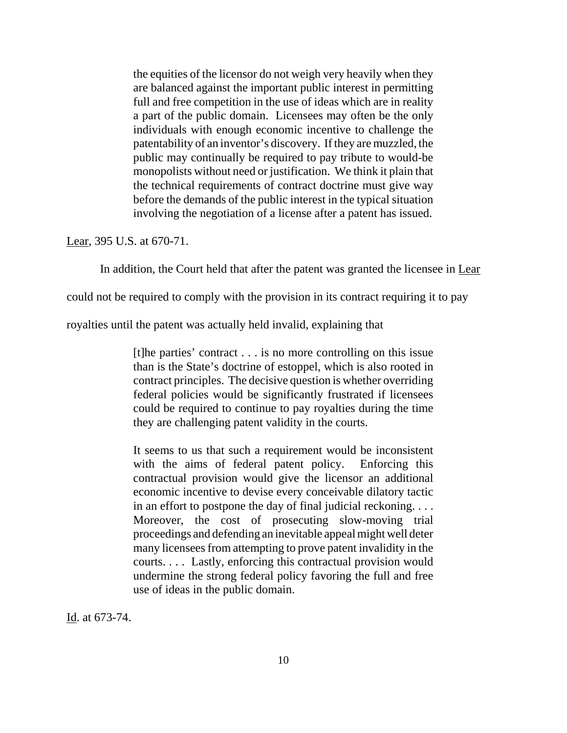> the equities of the licensor do not weigh very heavily when they are balanced against the important public interest in permitting full and free competition in the use of ideas which are in reality a part of the public domain. Licensees may often be the only individuals with enough economic incentive to challenge the patentability of an inventor's discovery. If they are muzzled, the public may continually be required to pay tribute to would-be monopolists without need or justification. We think it plain that the technical requirements of contract doctrine must give way before the demands of the public interest in the typical situation involving the negotiation of a license after a patent has issued.

Lear, 395 U.S. at 670-71.

In addition, the Court held that after the patent was granted the licensee in Lear could not be required to comply with the provision in its contract requiring it to pay royalties until the patent was actually held invalid, explaining that

> [t]he parties' contract . . . is no more controlling on this issue than is the State's doctrine of estoppel, which is also rooted in contract principles. The decisive question is whether overriding federal policies would be significantly frustrated if licensees could be required to continue to pay royalties during the time they are challenging patent validity in the courts.
>
> It seems to us that such a requirement would be inconsistent with the aims of federal patent policy. Enforcing this contractual provision would give the licensor an additional economic incentive to devise every conceivable dilatory tactic in an effort to postpone the day of final judicial reckoning. . . . Moreover, the cost of prosecuting slow-moving trial proceedings and defending an inevitable appeal might well deter many licensees from attempting to prove patent invalidity in the courts. . . . Lastly, enforcing this contractual provision would undermine the strong federal policy favoring the full and free use of ideas in the public domain.

Id. at 673-74.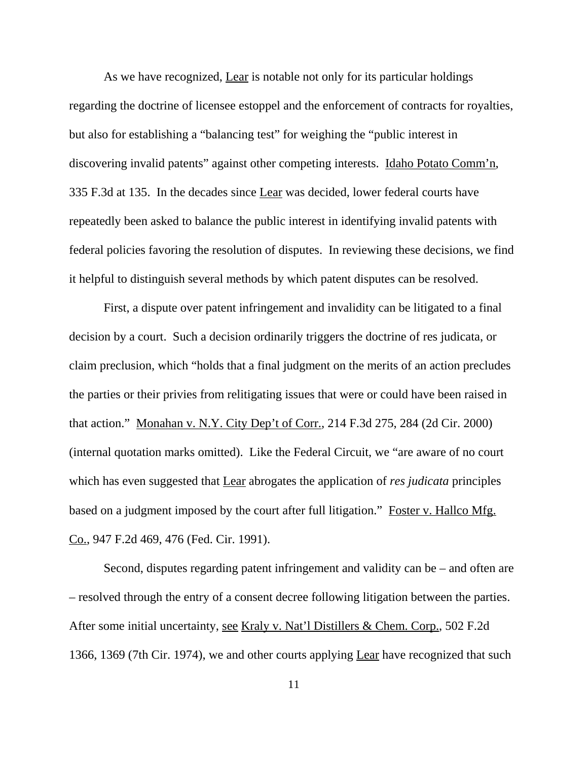As we have recognized, Lear is notable not only for its particular holdings regarding the doctrine of licensee estoppel and the enforcement of contracts for royalties, but also for establishing a "balancing test" for weighing the "public interest in discovering invalid patents" against other competing interests. Idaho Potato Comm'n, 335 F.3d at 135. In the decades since Lear was decided, lower federal courts have repeatedly been asked to balance the public interest in identifying invalid patents with federal policies favoring the resolution of disputes. In reviewing these decisions, we find it helpful to distinguish several methods by which patent disputes can be resolved.

First, a dispute over patent infringement and invalidity can be litigated to a final decision by a court. Such a decision ordinarily triggers the doctrine of res judicata, or claim preclusion, which "holds that a final judgment on the merits of an action precludes the parties or their privies from relitigating issues that were or could have been raised in that action." Monahan v. N.Y. City Dep't of Corr., 214 F.3d 275, 284 (2d Cir. 2000) (internal quotation marks omitted). Like the Federal Circuit, we "are aware of no court which has even suggested that Lear abrogates the application of *res judicata* principles based on a judgment imposed by the court after full litigation." Foster v. Hallco Mfg. Co., 947 F.2d 469, 476 (Fed. Cir. 1991).

Second, disputes regarding patent infringement and validity can be – and often are – resolved through the entry of a consent decree following litigation between the parties. After some initial uncertainty, see Kraly v. Nat'l Distillers & Chem. Corp., 502 F.2d 1366, 1369 (7th Cir. 1974), we and other courts applying Lear have recognized that such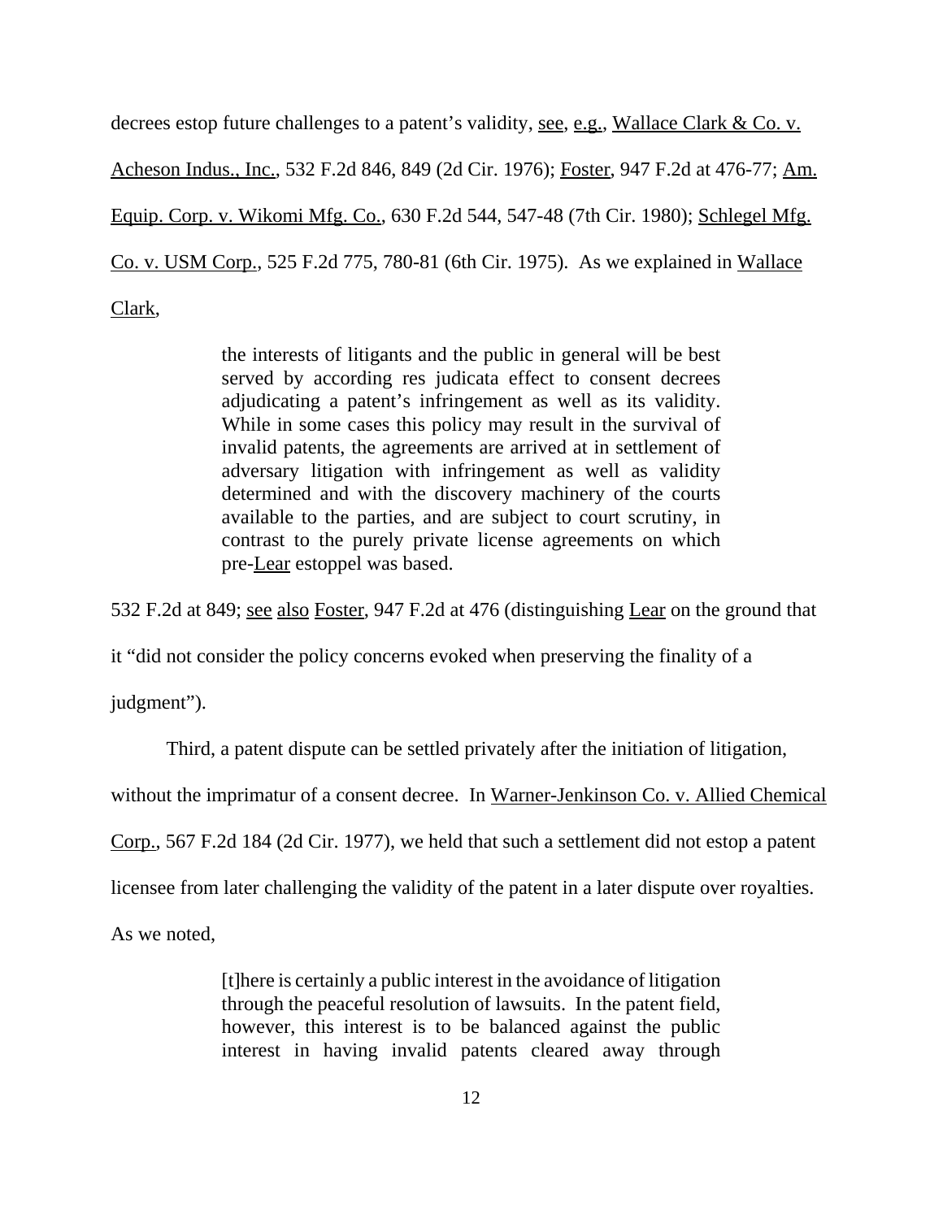decrees estop future challenges to a patent's validity, see, e.g., Wallace Clark & Co. v. Acheson Indus., Inc., 532 F.2d 846, 849 (2d Cir. 1976); Foster, 947 F.2d at 476-77; Am. Equip. Corp. v. Wikomi Mfg. Co., 630 F.2d 544, 547-48 (7th Cir. 1980); Schlegel Mfg. Co. v. USM Corp., 525 F.2d 775, 780-81 (6th Cir. 1975). As we explained in Wallace Clark,

> the interests of litigants and the public in general will be best served by according res judicata effect to consent decrees adjudicating a patent's infringement as well as its validity. While in some cases this policy may result in the survival of invalid patents, the agreements are arrived at in settlement of adversary litigation with infringement as well as validity determined and with the discovery machinery of the courts available to the parties, and are subject to court scrutiny, in contrast to the purely private license agreements on which pre-Lear estoppel was based.

532 F.2d at 849; see also Foster, 947 F.2d at 476 (distinguishing Lear on the ground that it "did not consider the policy concerns evoked when preserving the finality of a judgment").

Third, a patent dispute can be settled privately after the initiation of litigation, without the imprimatur of a consent decree. In Warner-Jenkinson Co. v. Allied Chemical Corp., 567 F.2d 184 (2d Cir. 1977), we held that such a settlement did not estop a patent licensee from later challenging the validity of the patent in a later dispute over royalties. As we noted,

> [t]here is certainly a public interest in the avoidance of litigation through the peaceful resolution of lawsuits. In the patent field, however, this interest is to be balanced against the public interest in having invalid patents cleared away through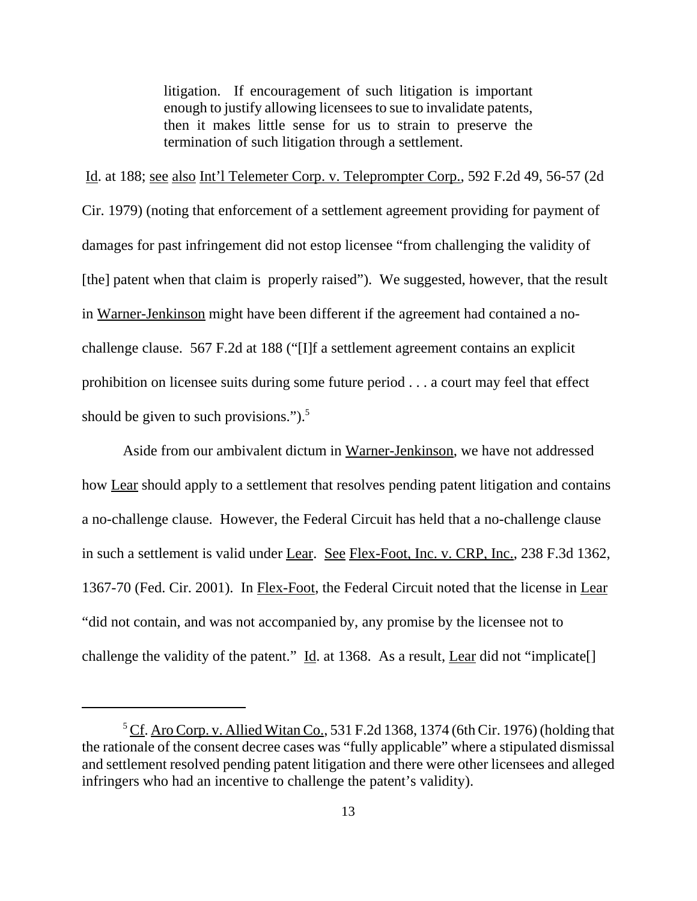> litigation. If encouragement of such litigation is important enough to justify allowing licensees to sue to invalidate patents, then it makes little sense for us to strain to preserve the termination of such litigation through a settlement.

Id. at 188; see also Int'l Telemeter Corp. v. Teleprompter Corp., 592 F.2d 49, 56-57 (2d Cir. 1979) (noting that enforcement of a settlement agreement providing for payment of damages for past infringement did not estop licensee "from challenging the validity of [the] patent when that claim is properly raised"). We suggested, however, that the result in Warner-Jenkinson might have been different if the agreement had contained a no-challenge clause. 567 F.2d at 188 ("[I]f a settlement agreement contains an explicit prohibition on licensee suits during some future period . . . a court may feel that effect should be given to such provisions.").[5]

Aside from our ambivalent dictum in Warner-Jenkinson, we have not addressed how Lear should apply to a settlement that resolves pending patent litigation and contains a no-challenge clause. However, the Federal Circuit has held that a no-challenge clause in such a settlement is valid under Lear. See Flex-Foot, Inc. v. CRP, Inc., 238 F.3d 1362, 1367-70 (Fed. Cir. 2001). In Flex-Foot, the Federal Circuit noted that the license in Lear "did not contain, and was not accompanied by, any promise by the licensee not to challenge the validity of the patent." Id. at 1368. As a result, Lear did not "implicate[]

---

[5] Cf. Aro Corp. v. Allied Witan Co., 531 F.2d 1368, 1374 (6th Cir. 1976) (holding that the rationale of the consent decree cases was "fully applicable" where a stipulated dismissal and settlement resolved pending patent litigation and there were other licensees and alleged infringers who had an incentive to challenge the patent's validity).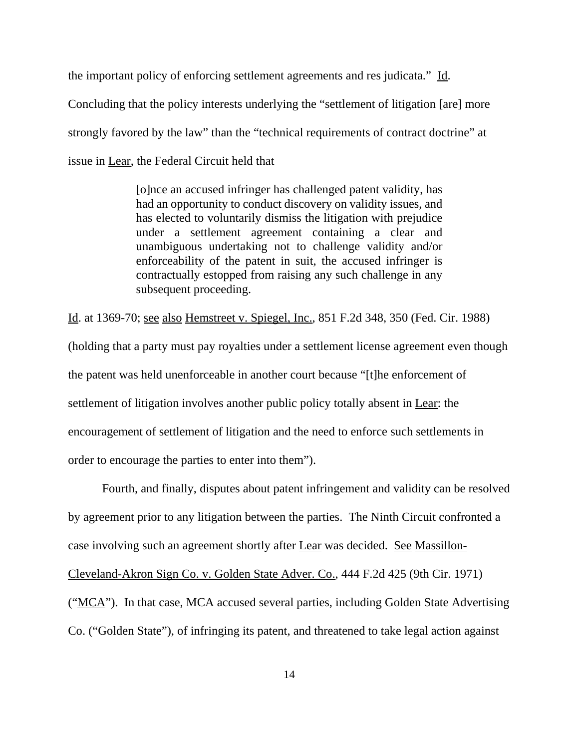the important policy of enforcing settlement agreements and res judicata." Id.

Concluding that the policy interests underlying the "settlement of litigation [are] more strongly favored by the law" than the "technical requirements of contract doctrine" at issue in Lear, the Federal Circuit held that

> [o]nce an accused infringer has challenged patent validity, has had an opportunity to conduct discovery on validity issues, and has elected to voluntarily dismiss the litigation with prejudice under a settlement agreement containing a clear and unambiguous undertaking not to challenge validity and/or enforceability of the patent in suit, the accused infringer is contractually estopped from raising any such challenge in any subsequent proceeding.

Id. at 1369-70; see also Hemstreet v. Spiegel, Inc., 851 F.2d 348, 350 (Fed. Cir. 1988) (holding that a party must pay royalties under a settlement license agreement even though the patent was held unenforceable in another court because "[t]he enforcement of settlement of litigation involves another public policy totally absent in Lear: the encouragement of settlement of litigation and the need to enforce such settlements in order to encourage the parties to enter into them").

Fourth, and finally, disputes about patent infringement and validity can be resolved by agreement prior to any litigation between the parties. The Ninth Circuit confronted a case involving such an agreement shortly after Lear was decided. See Massillon-Cleveland-Akron Sign Co. v. Golden State Adver. Co., 444 F.2d 425 (9th Cir. 1971) ("MCA"). In that case, MCA accused several parties, including Golden State Advertising Co. ("Golden State"), of infringing its patent, and threatened to take legal action against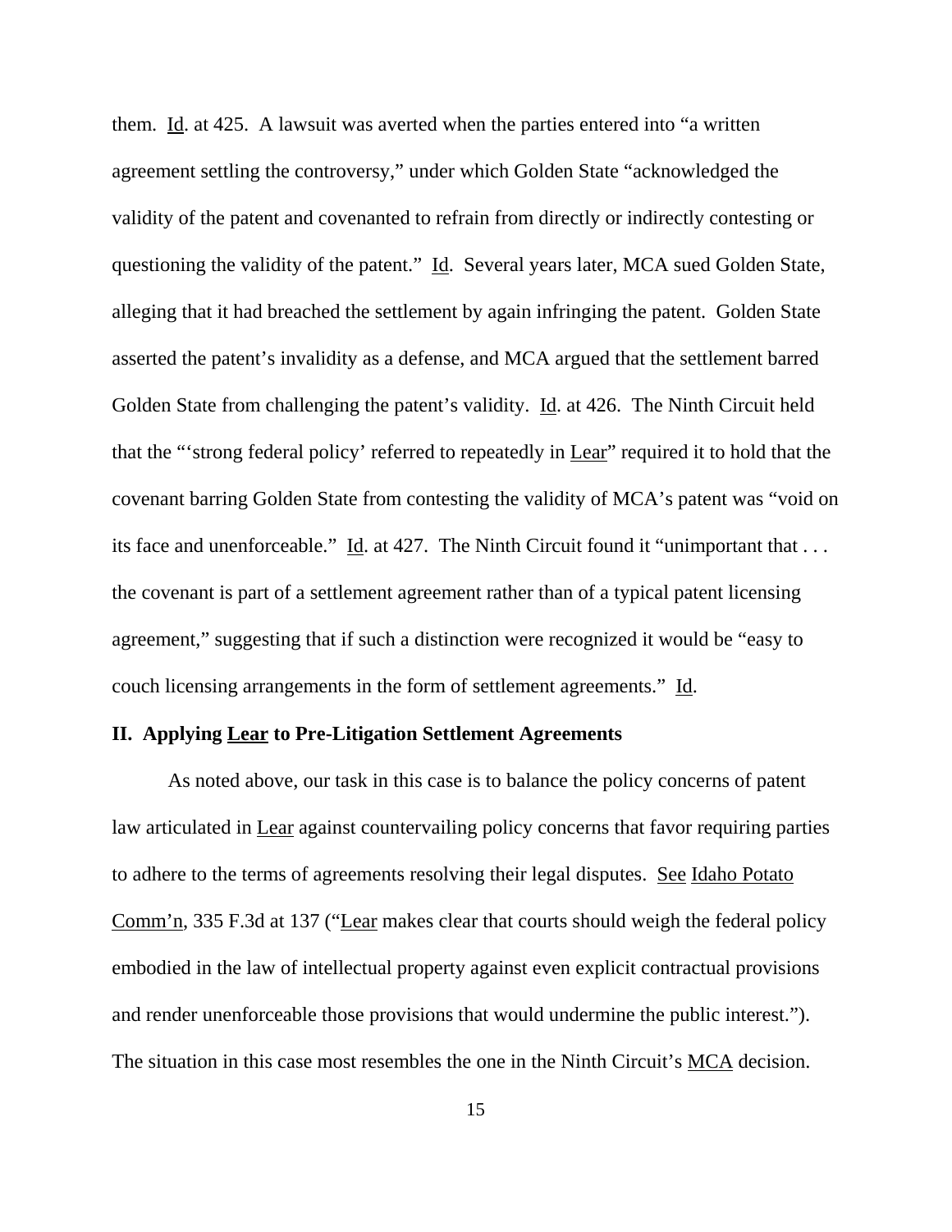them. Id. at 425. A lawsuit was averted when the parties entered into "a written agreement settling the controversy," under which Golden State "acknowledged the validity of the patent and covenanted to refrain from directly or indirectly contesting or questioning the validity of the patent." Id. Several years later, MCA sued Golden State, alleging that it had breached the settlement by again infringing the patent. Golden State asserted the patent's invalidity as a defense, and MCA argued that the settlement barred Golden State from challenging the patent's validity. Id. at 426. The Ninth Circuit held that the "'strong federal policy' referred to repeatedly in Lear" required it to hold that the covenant barring Golden State from contesting the validity of MCA's patent was "void on its face and unenforceable." Id. at 427. The Ninth Circuit found it "unimportant that . . . the covenant is part of a settlement agreement rather than of a typical patent licensing agreement," suggesting that if such a distinction were recognized it would be "easy to couch licensing arrangements in the form of settlement agreements." Id.

## II. Applying Lear to Pre-Litigation Settlement Agreements

As noted above, our task in this case is to balance the policy concerns of patent law articulated in Lear against countervailing policy concerns that favor requiring parties to adhere to the terms of agreements resolving their legal disputes. See Idaho Potato Comm'n, 335 F.3d at 137 ("Lear makes clear that courts should weigh the federal policy embodied in the law of intellectual property against even explicit contractual provisions and render unenforceable those provisions that would undermine the public interest."). The situation in this case most resembles the one in the Ninth Circuit's MCA decision.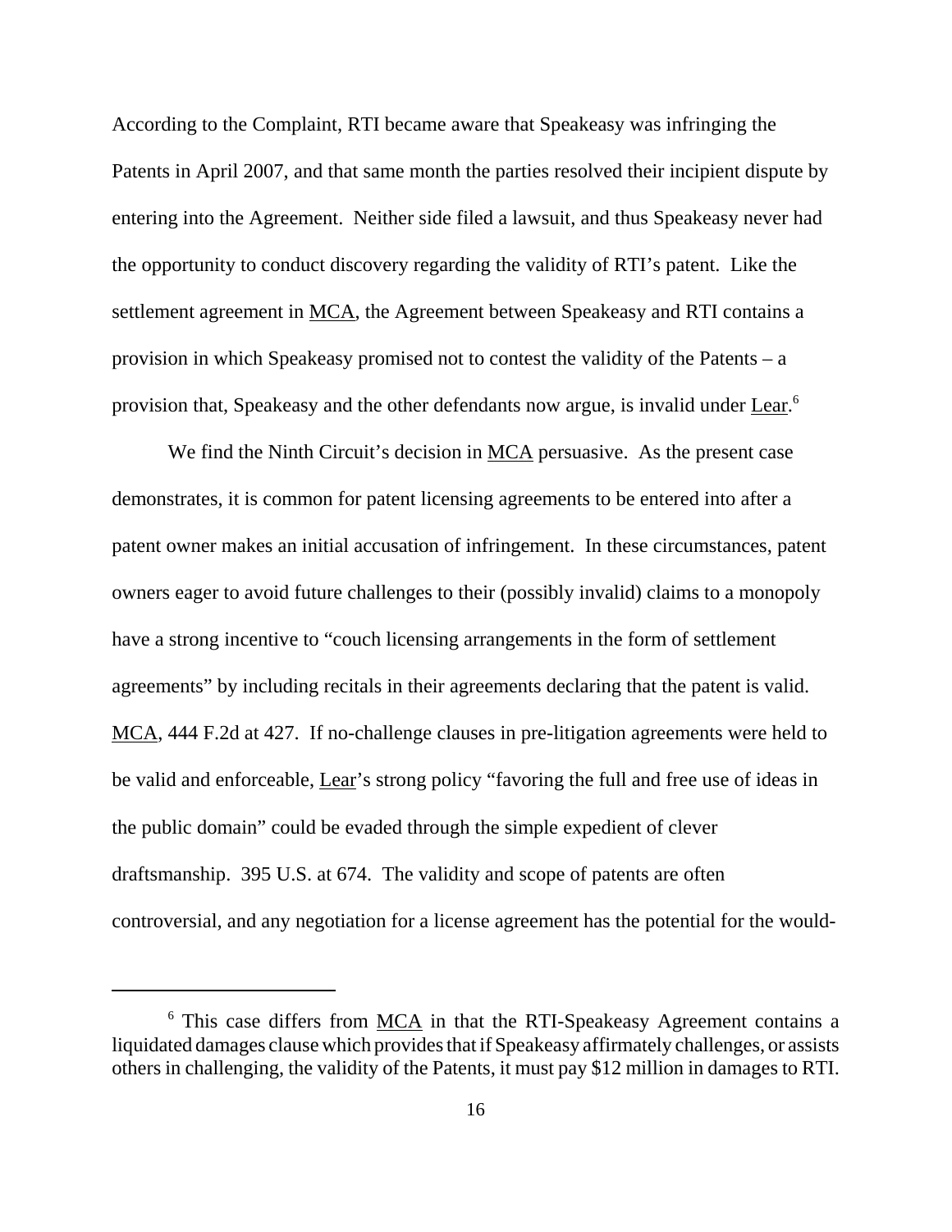According to the Complaint, RTI became aware that Speakeasy was infringing the Patents in April 2007, and that same month the parties resolved their incipient dispute by entering into the Agreement. Neither side filed a lawsuit, and thus Speakeasy never had the opportunity to conduct discovery regarding the validity of RTI's patent. Like the settlement agreement in MCA, the Agreement between Speakeasy and RTI contains a provision in which Speakeasy promised not to contest the validity of the Patents – a provision that, Speakeasy and the other defendants now argue, is invalid under Lear.[6]

We find the Ninth Circuit's decision in MCA persuasive. As the present case demonstrates, it is common for patent licensing agreements to be entered into after a patent owner makes an initial accusation of infringement. In these circumstances, patent owners eager to avoid future challenges to their (possibly invalid) claims to a monopoly have a strong incentive to "couch licensing arrangements in the form of settlement agreements" by including recitals in their agreements declaring that the patent is valid. MCA, 444 F.2d at 427. If no-challenge clauses in pre-litigation agreements were held to be valid and enforceable, Lear's strong policy "favoring the full and free use of ideas in the public domain" could be evaded through the simple expedient of clever draftsmanship. 395 U.S. at 674. The validity and scope of patents are often controversial, and any negotiation for a license agreement has the potential for the would-

[6] This case differs from MCA in that the RTI-Speakeasy Agreement contains a liquidated damages clause which provides that if Speakeasy affirmately challenges, or assists others in challenging, the validity of the Patents, it must pay $12 million in damages to RTI.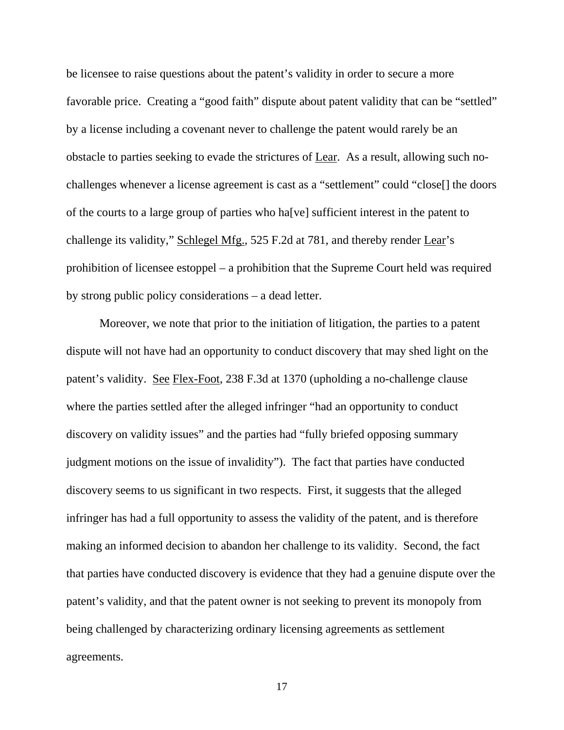be licensee to raise questions about the patent's validity in order to secure a more favorable price. Creating a "good faith" dispute about patent validity that can be "settled" by a license including a covenant never to challenge the patent would rarely be an obstacle to parties seeking to evade the strictures of Lear. As a result, allowing such no-challenges whenever a license agreement is cast as a "settlement" could "close[] the doors of the courts to a large group of parties who ha[ve] sufficient interest in the patent to challenge its validity," Schlegel Mfg., 525 F.2d at 781, and thereby render Lear's prohibition of licensee estoppel – a prohibition that the Supreme Court held was required by strong public policy considerations – a dead letter.

Moreover, we note that prior to the initiation of litigation, the parties to a patent dispute will not have had an opportunity to conduct discovery that may shed light on the patent's validity. See Flex-Foot, 238 F.3d at 1370 (upholding a no-challenge clause where the parties settled after the alleged infringer "had an opportunity to conduct discovery on validity issues" and the parties had "fully briefed opposing summary judgment motions on the issue of invalidity"). The fact that parties have conducted discovery seems to us significant in two respects. First, it suggests that the alleged infringer has had a full opportunity to assess the validity of the patent, and is therefore making an informed decision to abandon her challenge to its validity. Second, the fact that parties have conducted discovery is evidence that they had a genuine dispute over the patent's validity, and that the patent owner is not seeking to prevent its monopoly from being challenged by characterizing ordinary licensing agreements as settlement agreements.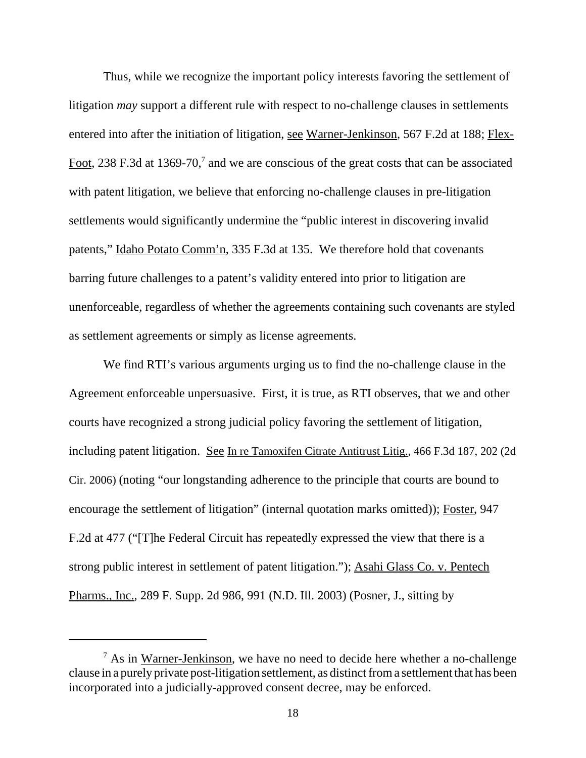Thus, while we recognize the important policy interests favoring the settlement of litigation *may* support a different rule with respect to no-challenge clauses in settlements entered into after the initiation of litigation, see Warner-Jenkinson, 567 F.2d at 188; Flex-Foot, 238 F.3d at 1369-70,[7] and we are conscious of the great costs that can be associated with patent litigation, we believe that enforcing no-challenge clauses in pre-litigation settlements would significantly undermine the "public interest in discovering invalid patents," Idaho Potato Comm'n, 335 F.3d at 135. We therefore hold that covenants barring future challenges to a patent's validity entered into prior to litigation are unenforceable, regardless of whether the agreements containing such covenants are styled as settlement agreements or simply as license agreements.

We find RTI's various arguments urging us to find the no-challenge clause in the Agreement enforceable unpersuasive. First, it is true, as RTI observes, that we and other courts have recognized a strong judicial policy favoring the settlement of litigation, including patent litigation. See In re Tamoxifen Citrate Antitrust Litig., 466 F.3d 187, 202 (2d Cir. 2006) (noting "our longstanding adherence to the principle that courts are bound to encourage the settlement of litigation" (internal quotation marks omitted)); Foster, 947 F.2d at 477 ("[T]he Federal Circuit has repeatedly expressed the view that there is a strong public interest in settlement of patent litigation."); Asahi Glass Co. v. Pentech Pharms., Inc., 289 F. Supp. 2d 986, 991 (N.D. Ill. 2003) (Posner, J., sitting by

[7] As in Warner-Jenkinson, we have no need to decide here whether a no-challenge clause in a purely private post-litigation settlement, as distinct from a settlement that has been incorporated into a judicially-approved consent decree, may be enforced.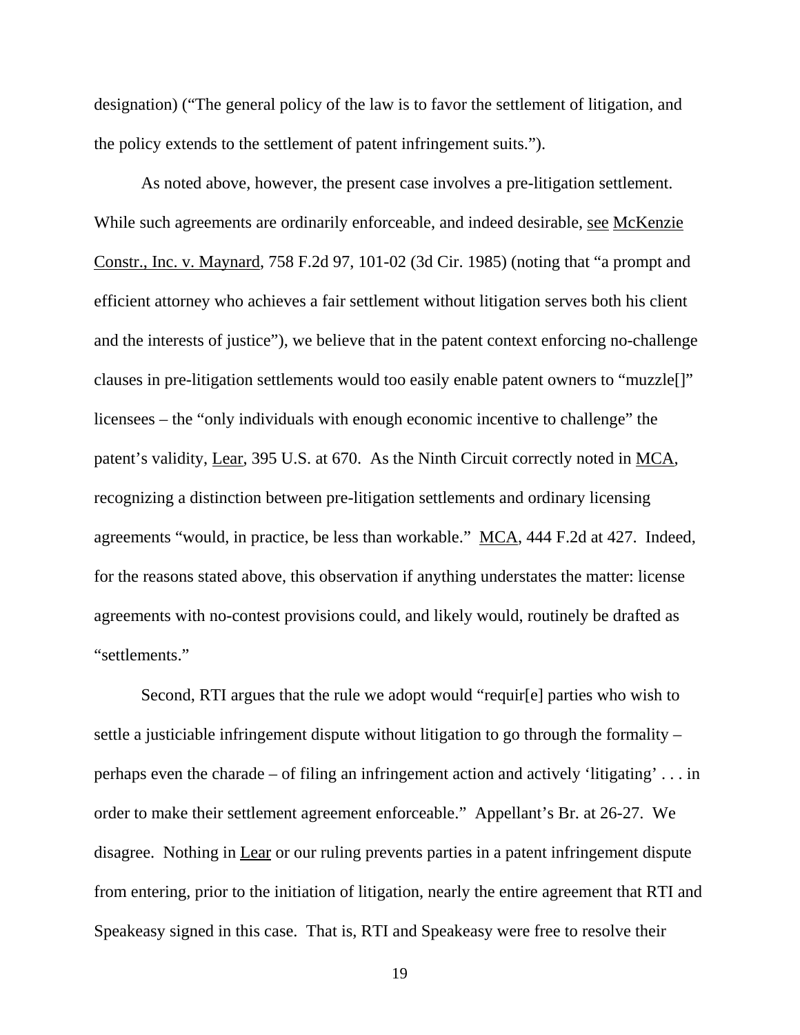designation) ("The general policy of the law is to favor the settlement of litigation, and the policy extends to the settlement of patent infringement suits.").

As noted above, however, the present case involves a pre-litigation settlement. While such agreements are ordinarily enforceable, and indeed desirable, see McKenzie Constr., Inc. v. Maynard, 758 F.2d 97, 101-02 (3d Cir. 1985) (noting that "a prompt and efficient attorney who achieves a fair settlement without litigation serves both his client and the interests of justice"), we believe that in the patent context enforcing no-challenge clauses in pre-litigation settlements would too easily enable patent owners to "muzzle[]" licensees – the "only individuals with enough economic incentive to challenge" the patent's validity, Lear, 395 U.S. at 670. As the Ninth Circuit correctly noted in MCA, recognizing a distinction between pre-litigation settlements and ordinary licensing agreements "would, in practice, be less than workable." MCA, 444 F.2d at 427. Indeed, for the reasons stated above, this observation if anything understates the matter: license agreements with no-contest provisions could, and likely would, routinely be drafted as "settlements."

Second, RTI argues that the rule we adopt would "requir[e] parties who wish to settle a justiciable infringement dispute without litigation to go through the formality – perhaps even the charade – of filing an infringement action and actively 'litigating' . . . in order to make their settlement agreement enforceable." Appellant's Br. at 26-27. We disagree. Nothing in Lear or our ruling prevents parties in a patent infringement dispute from entering, prior to the initiation of litigation, nearly the entire agreement that RTI and Speakeasy signed in this case. That is, RTI and Speakeasy were free to resolve their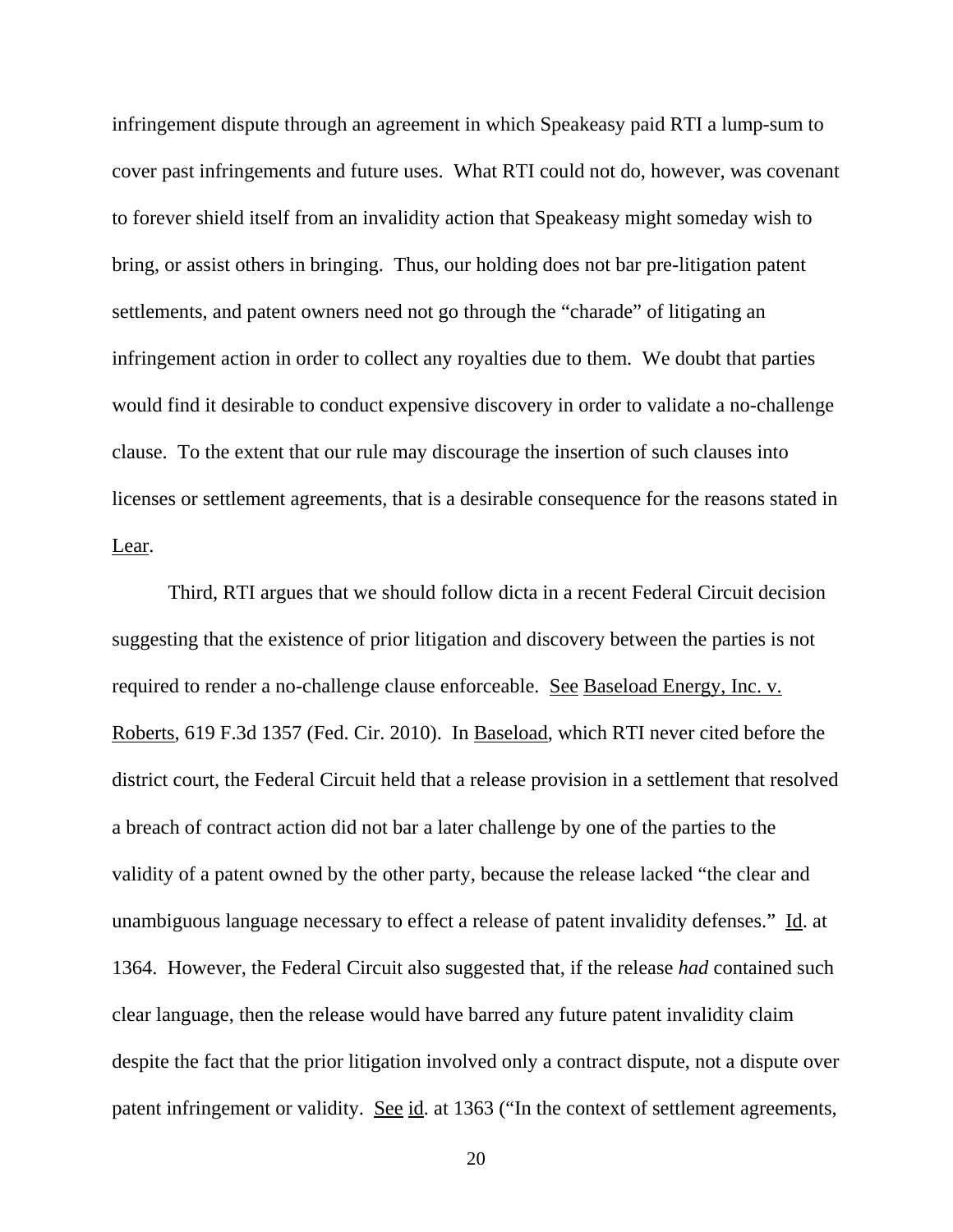infringement dispute through an agreement in which Speakeasy paid RTI a lump-sum to cover past infringements and future uses. What RTI could not do, however, was covenant to forever shield itself from an invalidity action that Speakeasy might someday wish to bring, or assist others in bringing. Thus, our holding does not bar pre-litigation patent settlements, and patent owners need not go through the "charade" of litigating an infringement action in order to collect any royalties due to them. We doubt that parties would find it desirable to conduct expensive discovery in order to validate a no-challenge clause. To the extent that our rule may discourage the insertion of such clauses into licenses or settlement agreements, that is a desirable consequence for the reasons stated in Lear.

Third, RTI argues that we should follow dicta in a recent Federal Circuit decision suggesting that the existence of prior litigation and discovery between the parties is not required to render a no-challenge clause enforceable. See Baseload Energy, Inc. v. Roberts, 619 F.3d 1357 (Fed. Cir. 2010). In Baseload, which RTI never cited before the district court, the Federal Circuit held that a release provision in a settlement that resolved a breach of contract action did not bar a later challenge by one of the parties to the validity of a patent owned by the other party, because the release lacked "the clear and unambiguous language necessary to effect a release of patent invalidity defenses." Id. at 1364. However, the Federal Circuit also suggested that, if the release *had* contained such clear language, then the release would have barred any future patent invalidity claim despite the fact that the prior litigation involved only a contract dispute, not a dispute over patent infringement or validity. See id. at 1363 ("In the context of settlement agreements,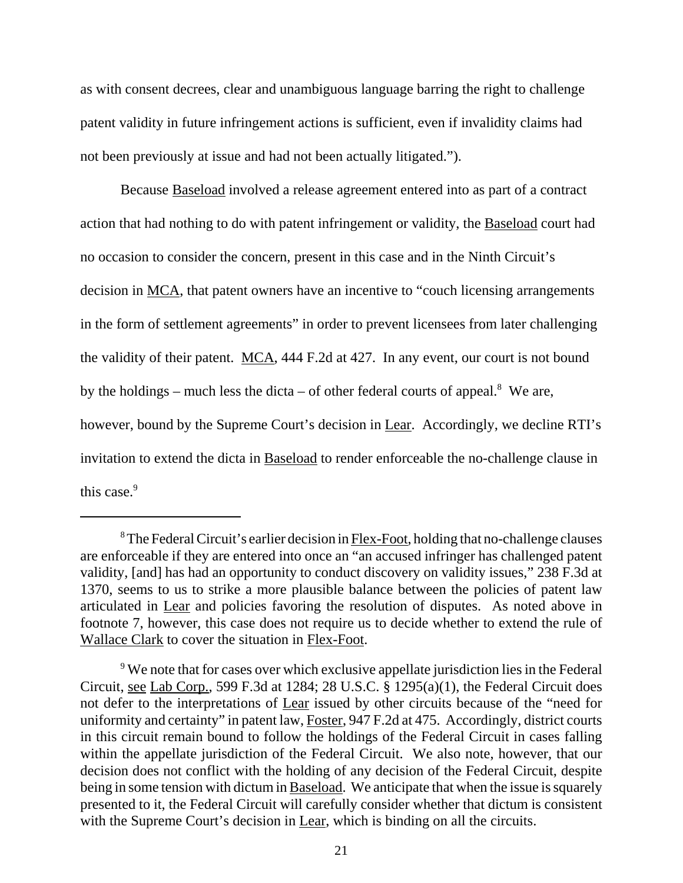as with consent decrees, clear and unambiguous language barring the right to challenge patent validity in future infringement actions is sufficient, even if invalidity claims had not been previously at issue and had not been actually litigated.").

Because Baseload involved a release agreement entered into as part of a contract action that had nothing to do with patent infringement or validity, the Baseload court had no occasion to consider the concern, present in this case and in the Ninth Circuit's decision in MCA, that patent owners have an incentive to "couch licensing arrangements in the form of settlement agreements" in order to prevent licensees from later challenging the validity of their patent. MCA, 444 F.2d at 427. In any event, our court is not bound by the holdings – much less the dicta – of other federal courts of appeal.[8] We are, however, bound by the Supreme Court's decision in Lear. Accordingly, we decline RTI's invitation to extend the dicta in Baseload to render enforceable the no-challenge clause in this case.[9]

---

[8] The Federal Circuit's earlier decision in Flex-Foot, holding that no-challenge clauses are enforceable if they are entered into once an "an accused infringer has challenged patent validity, [and] has had an opportunity to conduct discovery on validity issues," 238 F.3d at 1370, seems to us to strike a more plausible balance between the policies of patent law articulated in Lear and policies favoring the resolution of disputes. As noted above in footnote 7, however, this case does not require us to decide whether to extend the rule of Wallace Clark to cover the situation in Flex-Foot.

[9] We note that for cases over which exclusive appellate jurisdiction lies in the Federal Circuit, see Lab Corp., 599 F.3d at 1284; 28 U.S.C. § 1295(a)(1), the Federal Circuit does not defer to the interpretations of Lear issued by other circuits because of the "need for uniformity and certainty" in patent law, Foster, 947 F.2d at 475. Accordingly, district courts in this circuit remain bound to follow the holdings of the Federal Circuit in cases falling within the appellate jurisdiction of the Federal Circuit. We also note, however, that our decision does not conflict with the holding of any decision of the Federal Circuit, despite being in some tension with dictum in Baseload. We anticipate that when the issue is squarely presented to it, the Federal Circuit will carefully consider whether that dictum is consistent with the Supreme Court's decision in Lear, which is binding on all the circuits.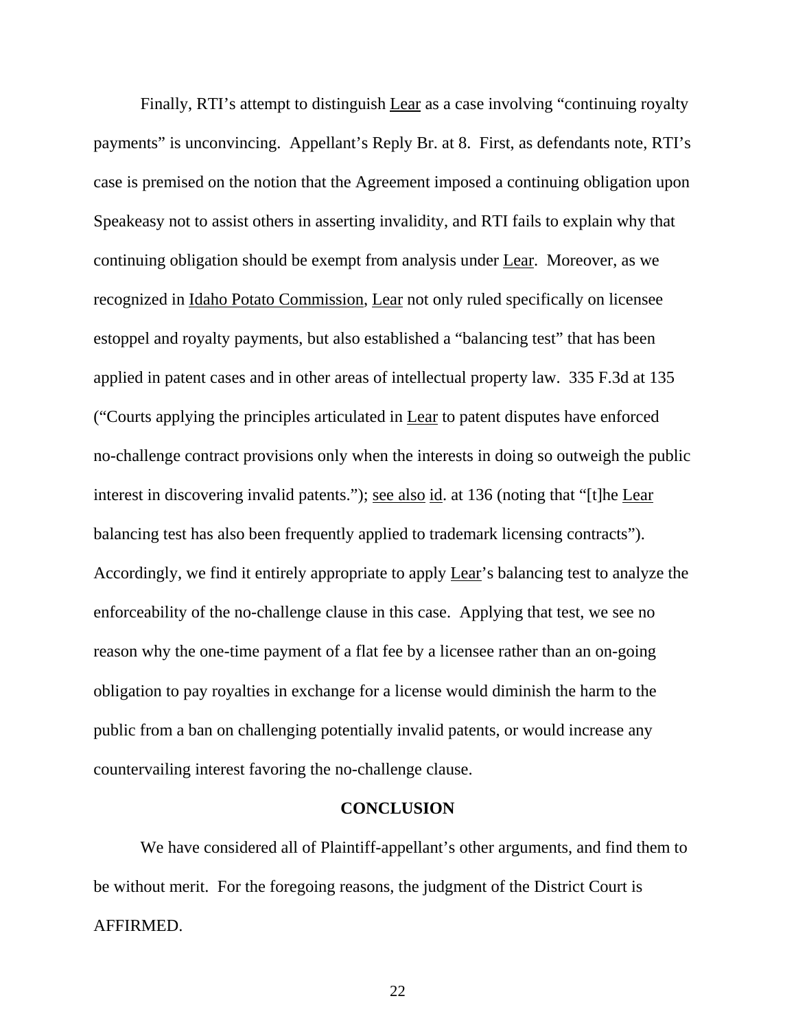Finally, RTI's attempt to distinguish Lear as a case involving "continuing royalty payments" is unconvincing. Appellant's Reply Br. at 8. First, as defendants note, RTI's case is premised on the notion that the Agreement imposed a continuing obligation upon Speakeasy not to assist others in asserting invalidity, and RTI fails to explain why that continuing obligation should be exempt from analysis under Lear. Moreover, as we recognized in Idaho Potato Commission, Lear not only ruled specifically on licensee estoppel and royalty payments, but also established a "balancing test" that has been applied in patent cases and in other areas of intellectual property law. 335 F.3d at 135 ("Courts applying the principles articulated in Lear to patent disputes have enforced no-challenge contract provisions only when the interests in doing so outweigh the public interest in discovering invalid patents."); see also id. at 136 (noting that "[t]he Lear balancing test has also been frequently applied to trademark licensing contracts"). Accordingly, we find it entirely appropriate to apply Lear's balancing test to analyze the enforceability of the no-challenge clause in this case. Applying that test, we see no reason why the one-time payment of a flat fee by a licensee rather than an on-going obligation to pay royalties in exchange for a license would diminish the harm to the public from a ban on challenging potentially invalid patents, or would increase any countervailing interest favoring the no-challenge clause.

## CONCLUSION

We have considered all of Plaintiff-appellant's other arguments, and find them to be without merit. For the foregoing reasons, the judgment of the District Court is AFFIRMED.